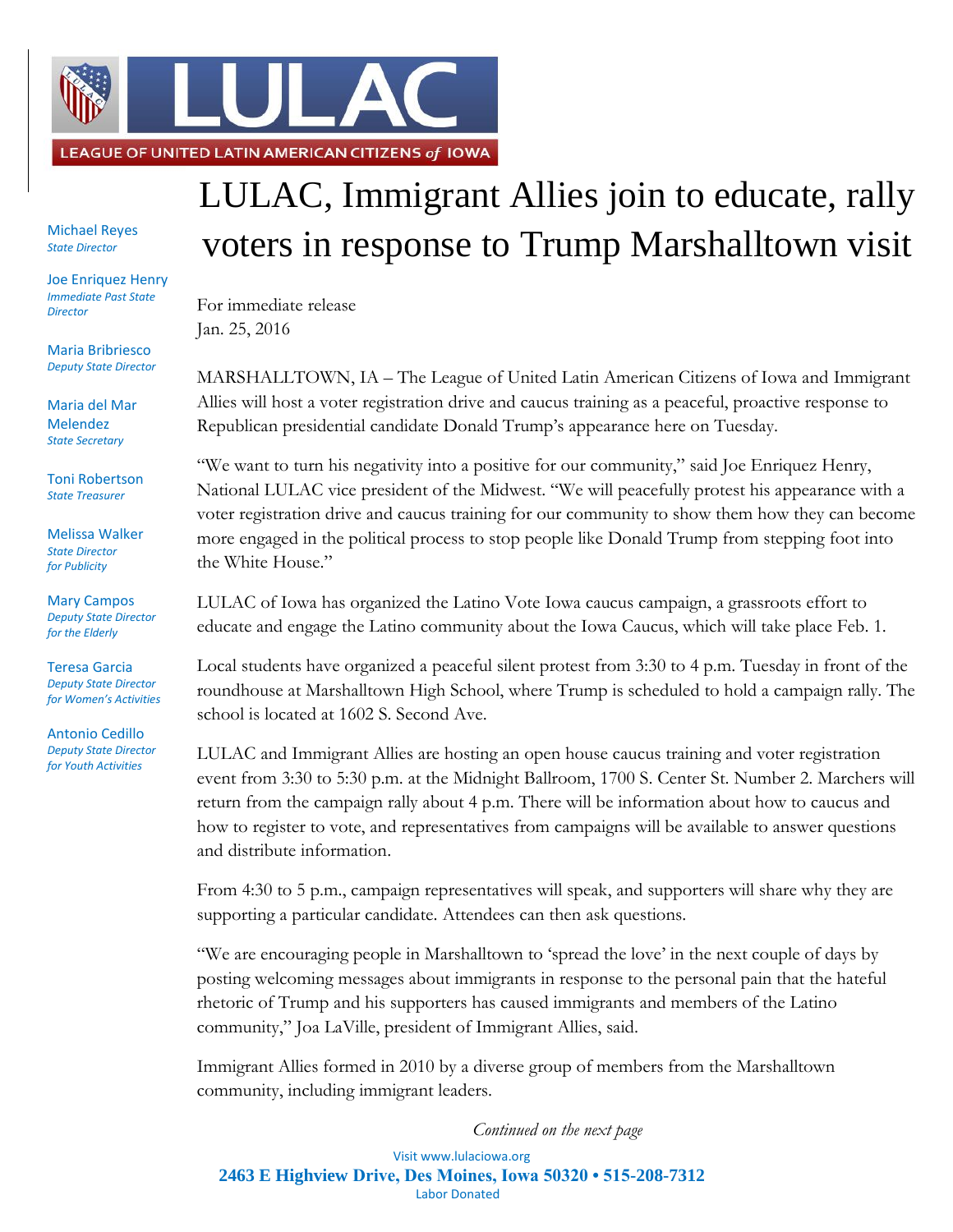LULAC

LEAGUE OF UNITED LATIN AMERICAN CITIZENS *of* IOWA

# LULAC, Immigrant Allies join to educate, rally voters in response to Trump Marshalltown visit

Michael Reyes
*State Director*

Joe Enriquez Henry
*Immediate Past State Director*

Maria Bribriesco
*Deputy State Director*

Maria del Mar Melendez
*State Secretary*

Toni Robertson
*State Treasurer*

Melissa Walker
*State Director for Publicity*

Mary Campos
*Deputy State Director for the Elderly*

Teresa Garcia
*Deputy State Director for Women's Activities*

Antonio Cedillo
*Deputy State Director for Youth Activities*

For immediate release
Jan. 25, 2016

MARSHALLTOWN, IA – The League of United Latin American Citizens of Iowa and Immigrant Allies will host a voter registration drive and caucus training as a peaceful, proactive response to Republican presidential candidate Donald Trump's appearance here on Tuesday.

"We want to turn his negativity into a positive for our community," said Joe Enriquez Henry, National LULAC vice president of the Midwest. "We will peacefully protest his appearance with a voter registration drive and caucus training for our community to show them how they can become more engaged in the political process to stop people like Donald Trump from stepping foot into the White House."

LULAC of Iowa has organized the Latino Vote Iowa caucus campaign, a grassroots effort to educate and engage the Latino community about the Iowa Caucus, which will take place Feb. 1.

Local students have organized a peaceful silent protest from 3:30 to 4 p.m. Tuesday in front of the roundhouse at Marshalltown High School, where Trump is scheduled to hold a campaign rally. The school is located at 1602 S. Second Ave.

LULAC and Immigrant Allies are hosting an open house caucus training and voter registration event from 3:30 to 5:30 p.m. at the Midnight Ballroom, 1700 S. Center St. Number 2. Marchers will return from the campaign rally about 4 p.m. There will be information about how to caucus and how to register to vote, and representatives from campaigns will be available to answer questions and distribute information.

From 4:30 to 5 p.m., campaign representatives will speak, and supporters will share why they are supporting a particular candidate. Attendees can then ask questions.

"We are encouraging people in Marshalltown to 'spread the love' in the next couple of days by posting welcoming messages about immigrants in response to the personal pain that the hateful rhetoric of Trump and his supporters has caused immigrants and members of the Latino community," Joa LaVille, president of Immigrant Allies, said.

Immigrant Allies formed in 2010 by a diverse group of members from the Marshalltown community, including immigrant leaders.

*Continued on the next page*

Visit www.lulaciowa.org
**2463 E Highview Drive, Des Moines, Iowa 50320 • 515-208-7312**
Labor Donated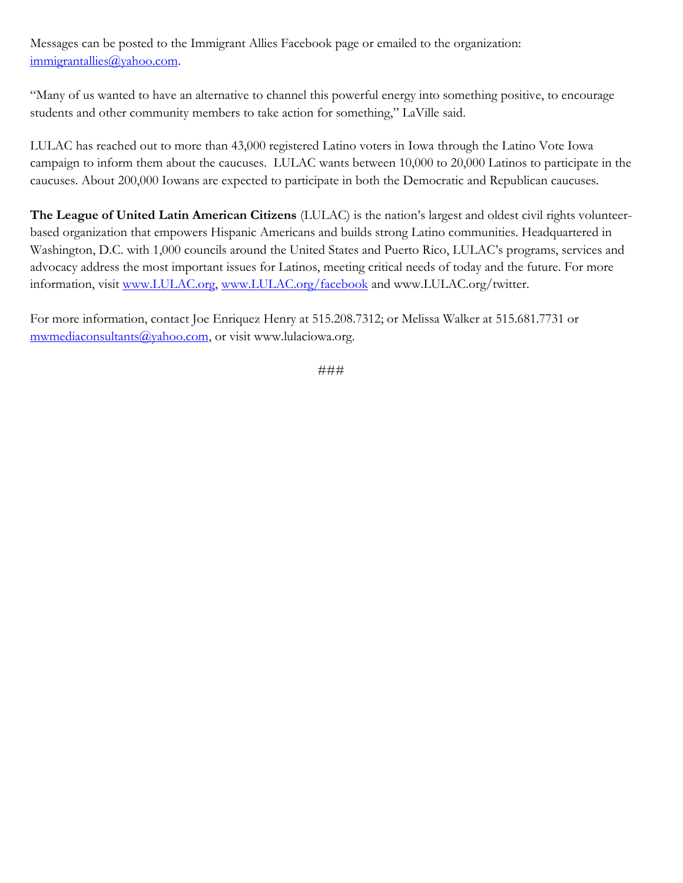Messages can be posted to the Immigrant Allies Facebook page or emailed to the organization: immigrantallies@yahoo.com.

"Many of us wanted to have an alternative to channel this powerful energy into something positive, to encourage students and other community members to take action for something," LaVille said.

LULAC has reached out to more than 43,000 registered Latino voters in Iowa through the Latino Vote Iowa campaign to inform them about the caucuses. LULAC wants between 10,000 to 20,000 Latinos to participate in the caucuses. About 200,000 Iowans are expected to participate in both the Democratic and Republican caucuses.

**The League of United Latin American Citizens** (LULAC) is the nation's largest and oldest civil rights volunteer-based organization that empowers Hispanic Americans and builds strong Latino communities. Headquartered in Washington, D.C. with 1,000 councils around the United States and Puerto Rico, LULAC's programs, services and advocacy address the most important issues for Latinos, meeting critical needs of today and the future. For more information, visit www.LULAC.org, www.LULAC.org/facebook and www.LULAC.org/twitter.

For more information, contact Joe Enriquez Henry at 515.208.7312; or Melissa Walker at 515.681.7731 or mwmediaconsultants@yahoo.com, or visit www.lulaciowa.org.

###